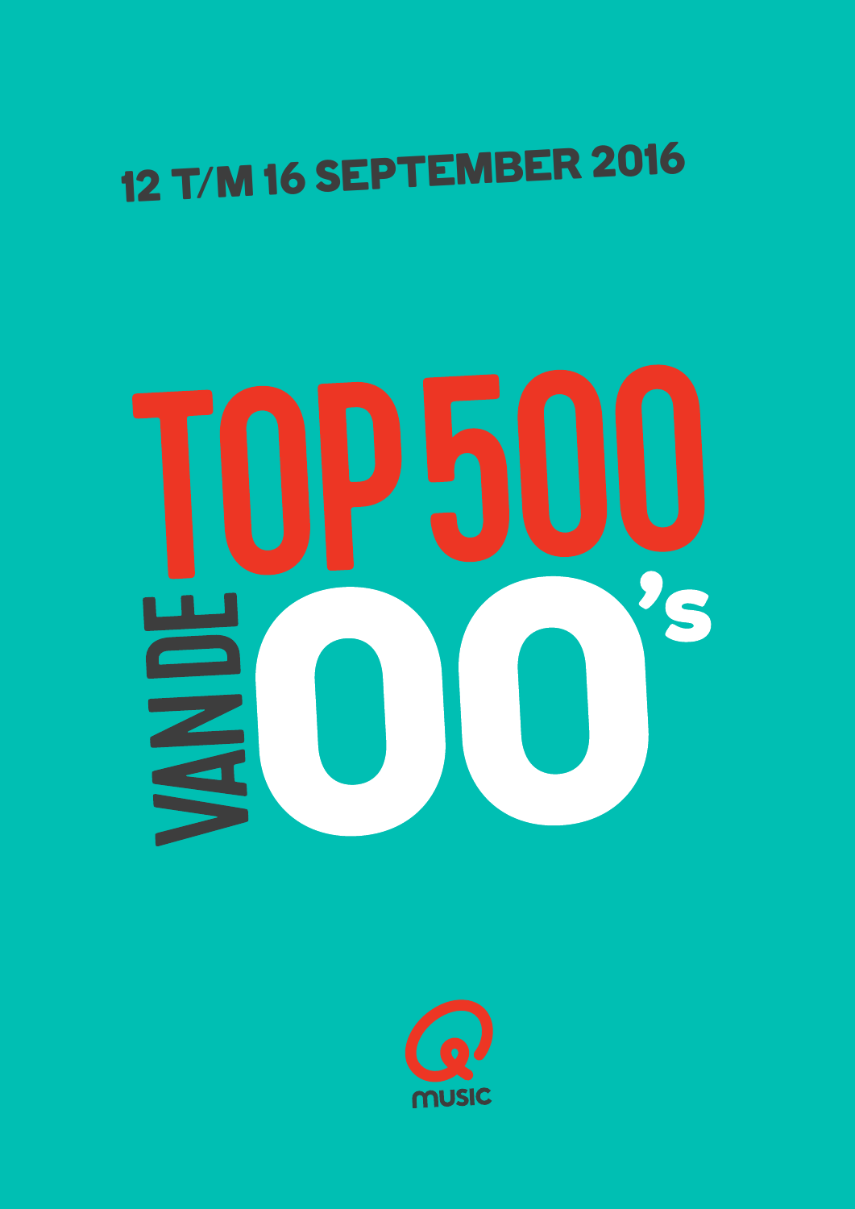12 T/M 16 SEPTEMBER 2016

# TOP 500 VAN DE 00's

Qmusic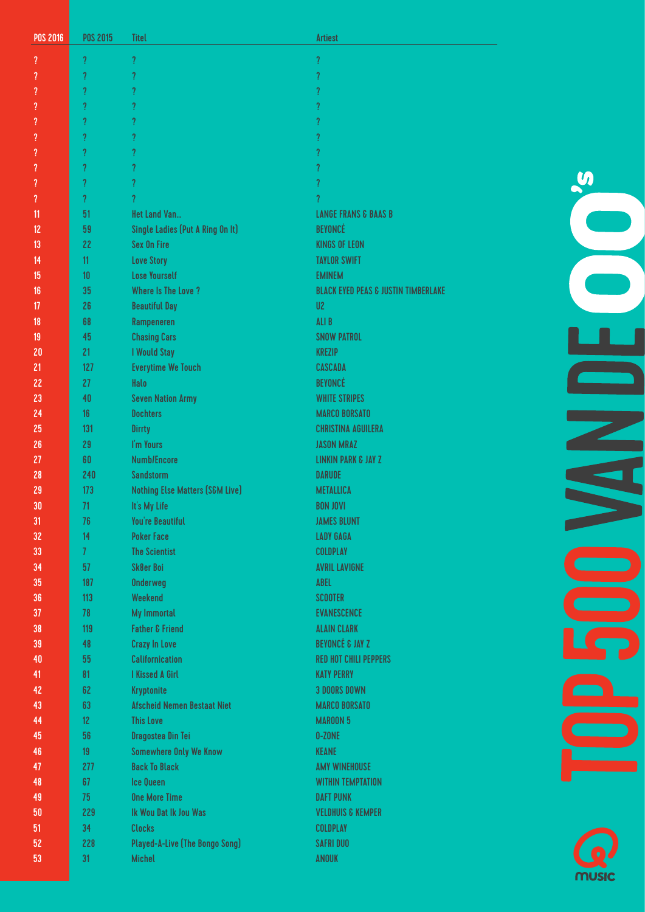| POS 2016 | POS 2015 | Titel | Artiest |
|---|---|---|---|
| ? | ? | ? | ? |
| ? | ? | ? | ? |
| ? | ? | ? | ? |
| ? | ? | ? | ? |
| ? | ? | ? | ? |
| ? | ? | ? | ? |
| ? | ? | ? | ? |
| ? | ? | ? | ? |
| ? | ? | ? | ? |
| ? | ? | ? | ? |
| 11 | 51 | Het Land Van... | LANGE FRANS & BAAS B |
| 12 | 59 | Single Ladies (Put A Ring On It) | BEYONCÉ |
| 13 | 22 | Sex On Fire | KINGS OF LEON |
| 14 | 11 | Love Story | TAYLOR SWIFT |
| 15 | 10 | Lose Yourself | EMINEM |
| 16 | 35 | Where Is The Love ? | BLACK EYED PEAS & JUSTIN TIMBERLAKE |
| 17 | 26 | Beautiful Day | U2 |
| 18 | 68 | Rampeneren | ALI B |
| 19 | 45 | Chasing Cars | SNOW PATROL |
| 20 | 21 | I Would Stay | KREZIP |
| 21 | 127 | Everytime We Touch | CASCADA |
| 22 | 27 | Halo | BEYONCÉ |
| 23 | 40 | Seven Nation Army | WHITE STRIPES |
| 24 | 16 | Dochters | MARCO BORSATO |
| 25 | 131 | Dirrty | CHRISTINA AGUILERA |
| 26 | 29 | I'm Yours | JASON MRAZ |
| 27 | 60 | Numb/Encore | LINKIN PARK & JAY Z |
| 28 | 240 | Sandstorm | DARUDE |
| 29 | 173 | Nothing Else Matters (S&M Live) | METALLICA |
| 30 | 71 | It's My Life | BON JOVI |
| 31 | 76 | You're Beautiful | JAMES BLUNT |
| 32 | 14 | Poker Face | LADY GAGA |
| 33 | 7 | The Scientist | COLDPLAY |
| 34 | 57 | Sk8er Boi | AVRIL LAVIGNE |
| 35 | 187 | Onderweg | ABEL |
| 36 | 113 | Weekend | SCOOTER |
| 37 | 78 | My Immortal | EVANESCENCE |
| 38 | 119 | Father & Friend | ALAIN CLARK |
| 39 | 48 | Crazy In Love | BEYONCÉ & JAY Z |
| 40 | 55 | Californication | RED HOT CHILI PEPPERS |
| 41 | 81 | I Kissed A Girl | KATY PERRY |
| 42 | 62 | Kryptonite | 3 DOORS DOWN |
| 43 | 63 | Afscheid Nemen Bestaat Niet | MARCO BORSATO |
| 44 | 12 | This Love | MAROON 5 |
| 45 | 56 | Dragostea Din Tei | O-ZONE |
| 46 | 19 | Somewhere Only We Know | KEANE |
| 47 | 277 | Back To Black | AMY WINEHOUSE |
| 48 | 67 | Ice Queen | WITHIN TEMPTATION |
| 49 | 75 | One More Time | DAFT PUNK |
| 50 | 229 | Ik Wou Dat Ik Jou Was | VELDHUIS & KEMPER |
| 51 | 34 | Clocks | COLDPLAY |
| 52 | 228 | Played-A-Live (The Bongo Song) | SAFRI DUO |
| 53 | 31 | Michel | ANOUK |

TOP 500 VAN DE 00's

Q music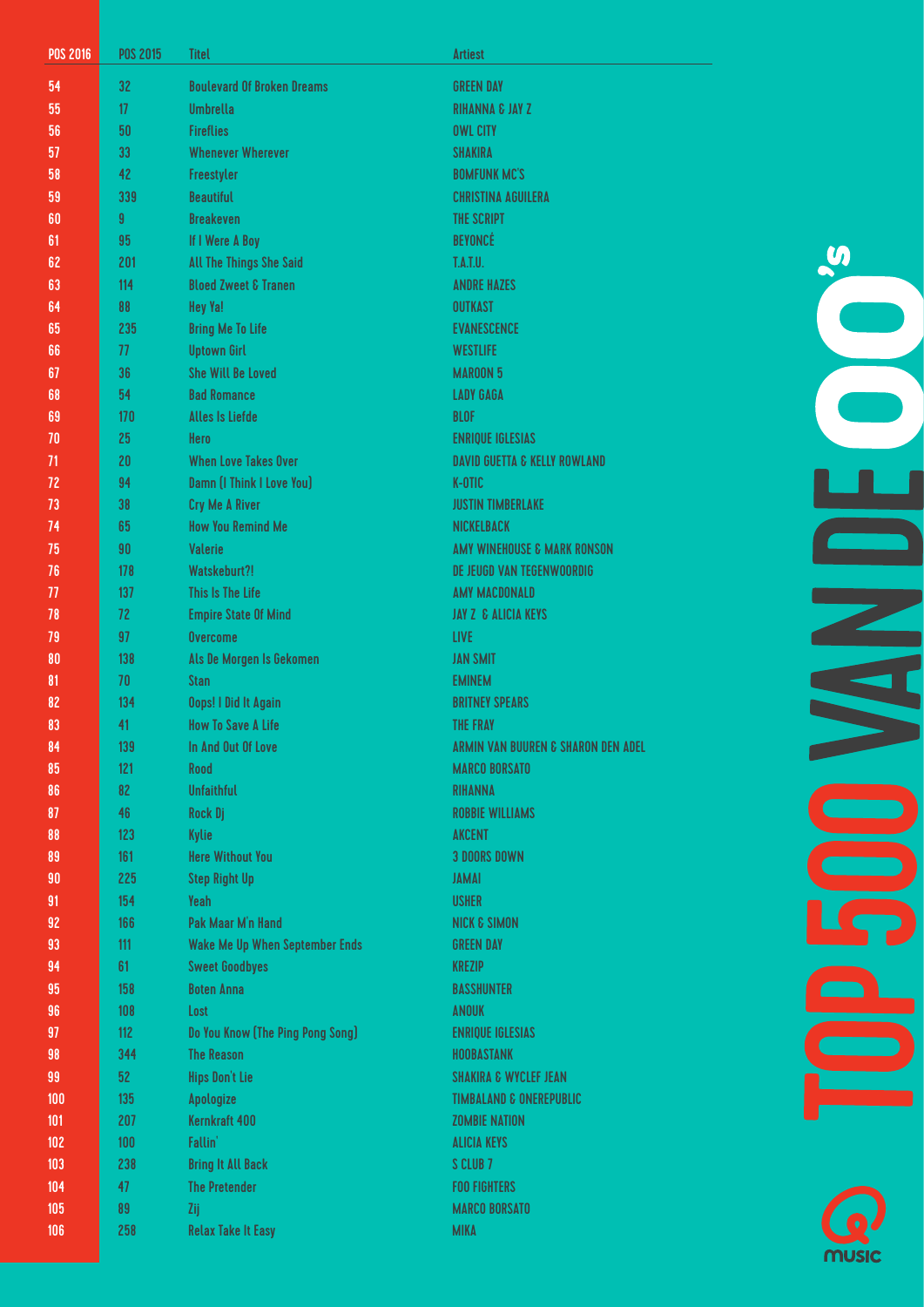| POS 2016 | POS 2015 | Titel | Artiest |
|---|---|---|---|
| 54 | 32 | Boulevard Of Broken Dreams | GREEN DAY |
| 55 | 17 | Umbrella | RIHANNA & JAY Z |
| 56 | 50 | Fireflies | OWL CITY |
| 57 | 33 | Whenever Wherever | SHAKIRA |
| 58 | 42 | Freestyler | BOMFUNK MC'S |
| 59 | 339 | Beautiful | CHRISTINA AGUILERA |
| 60 | 9 | Breakeven | THE SCRIPT |
| 61 | 95 | If I Were A Boy | BEYONCÉ |
| 62 | 201 | All The Things She Said | T.A.T.U. |
| 63 | 114 | Bloed Zweet & Tranen | ANDRE HAZES |
| 64 | 88 | Hey Ya! | OUTKAST |
| 65 | 235 | Bring Me To Life | EVANESCENCE |
| 66 | 77 | Uptown Girl | WESTLIFE |
| 67 | 36 | She Will Be Loved | MAROON 5 |
| 68 | 54 | Bad Romance | LADY GAGA |
| 69 | 170 | Alles Is Liefde | BLØF |
| 70 | 25 | Hero | ENRIQUE IGLESIAS |
| 71 | 20 | When Love Takes Over | DAVID GUETTA & KELLY ROWLAND |
| 72 | 94 | Damn (I Think I Love You) | K-OTIC |
| 73 | 38 | Cry Me A River | JUSTIN TIMBERLAKE |
| 74 | 65 | How You Remind Me | NICKELBACK |
| 75 | 90 | Valerie | AMY WINEHOUSE & MARK RONSON |
| 76 | 178 | Watskeburt?! | DE JEUGD VAN TEGENWOORDIG |
| 77 | 137 | This Is The Life | AMY MACDONALD |
| 78 | 72 | Empire State Of Mind | JAY Z & ALICIA KEYS |
| 79 | 97 | Overcome | LIVE |
| 80 | 138 | Als De Morgen Is Gekomen | JAN SMIT |
| 81 | 70 | Stan | EMINEM |
| 82 | 134 | Oops! I Did It Again | BRITNEY SPEARS |
| 83 | 41 | How To Save A Life | THE FRAY |
| 84 | 139 | In And Out Of Love | ARMIN VAN BUUREN & SHARON DEN ADEL |
| 85 | 121 | Rood | MARCO BORSATO |
| 86 | 82 | Unfaithful | RIHANNA |
| 87 | 46 | Rock Dj | ROBBIE WILLIAMS |
| 88 | 123 | Kylie | AKCENT |
| 89 | 161 | Here Without You | 3 DOORS DOWN |
| 90 | 225 | Step Right Up | JAMAI |
| 91 | 154 | Yeah | USHER |
| 92 | 166 | Pak Maar M'n Hand | NICK & SIMON |
| 93 | 111 | Wake Me Up When September Ends | GREEN DAY |
| 94 | 61 | Sweet Goodbyes | KREZIP |
| 95 | 158 | Boten Anna | BASSHUNTER |
| 96 | 108 | Lost | ANOUK |
| 97 | 112 | Do You Know (The Ping Pong Song) | ENRIQUE IGLESIAS |
| 98 | 344 | The Reason | HOOBASTANK |
| 99 | 52 | Hips Don't Lie | SHAKIRA & WYCLEF JEAN |
| 100 | 135 | Apologize | TIMBALAND & ONEREPUBLIC |
| 101 | 207 | Kernkraft 400 | ZOMBIE NATION |
| 102 | 100 | Fallin' | ALICIA KEYS |
| 103 | 238 | Bring It All Back | S CLUB 7 |
| 104 | 47 | The Pretender | FOO FIGHTERS |
| 105 | 89 | Zij | MARCO BORSATO |
| 106 | 258 | Relax Take It Easy | MIKA |

TOP 500 VAN DE 00's

Q music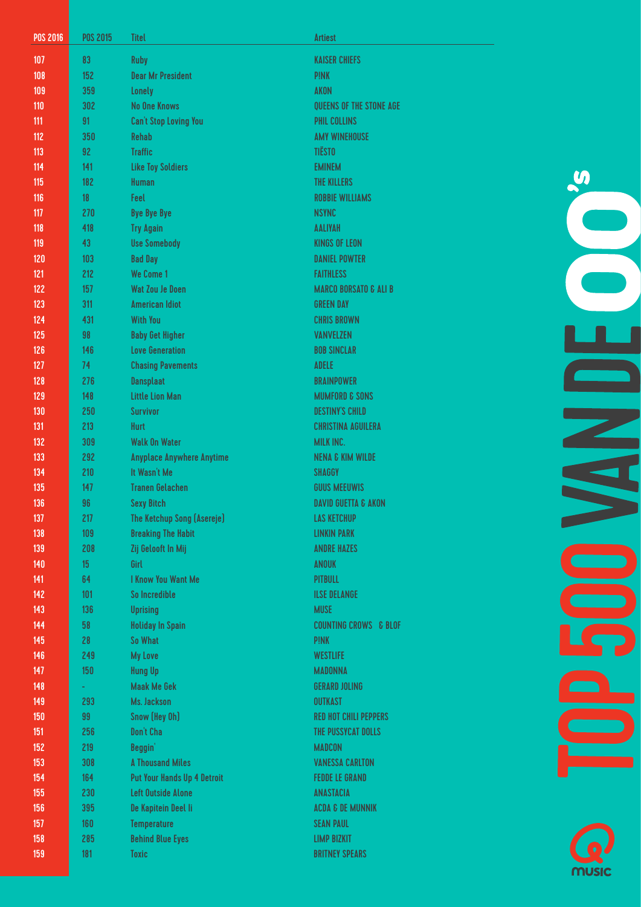# TOP 500 VAN DE 00's

| POS 2016 | POS 2015 | Titel | Artiest |
|---|---|---|---|
| 107 | 83 | Ruby | KAISER CHIEFS |
| 108 | 152 | Dear Mr President | P!NK |
| 109 | 359 | Lonely | AKON |
| 110 | 302 | No One Knows | QUEENS OF THE STONE AGE |
| 111 | 91 | Can't Stop Loving You | PHIL COLLINS |
| 112 | 350 | Rehab | AMY WINEHOUSE |
| 113 | 92 | Traffic | TIËSTO |
| 114 | 141 | Like Toy Soldiers | EMINEM |
| 115 | 182 | Human | THE KILLERS |
| 116 | 18 | Feel | ROBBIE WILLIAMS |
| 117 | 270 | Bye Bye Bye | NSYNC |
| 118 | 418 | Try Again | AALIYAH |
| 119 | 43 | Use Somebody | KINGS OF LEON |
| 120 | 103 | Bad Day | DANIEL POWTER |
| 121 | 212 | We Come 1 | FAITHLESS |
| 122 | 157 | Wat Zou Je Doen | MARCO BORSATO & ALI B |
| 123 | 311 | American Idiot | GREEN DAY |
| 124 | 431 | With You | CHRIS BROWN |
| 125 | 98 | Baby Get Higher | VANVELZEN |
| 126 | 146 | Love Generation | BOB SINCLAR |
| 127 | 74 | Chasing Pavements | ADELE |
| 128 | 276 | Dansplaat | BRAINPOWER |
| 129 | 148 | Little Lion Man | MUMFORD & SONS |
| 130 | 250 | Survivor | DESTINY'S CHILD |
| 131 | 213 | Hurt | CHRISTINA AGUILERA |
| 132 | 309 | Walk On Water | MILK INC. |
| 133 | 292 | Anyplace Anywhere Anytime | NENA & KIM WILDE |
| 134 | 210 | It Wasn't Me | SHAGGY |
| 135 | 147 | Tranen Gelachen | GUUS MEEUWIS |
| 136 | 96 | Sexy Bitch | DAVID GUETTA & AKON |
| 137 | 217 | The Ketchup Song (Asereje) | LAS KETCHUP |
| 138 | 109 | Breaking The Habit | LINKIN PARK |
| 139 | 208 | Zij Gelooft In Mij | ANDRE HAZES |
| 140 | 15 | Girl | ANOUK |
| 141 | 64 | I Know You Want Me | PITBULL |
| 142 | 101 | So Incredible | ILSE DELANGE |
| 143 | 136 | Uprising | MUSE |
| 144 | 58 | Holiday In Spain | COUNTING CROWS & BLOF |
| 145 | 28 | So What | P!NK |
| 146 | 249 | My Love | WESTLIFE |
| 147 | 150 | Hung Up | MADONNA |
| 148 | - | Maak Me Gek | GERARD JOLING |
| 149 | 293 | Ms. Jackson | OUTKAST |
| 150 | 99 | Snow (Hey Oh) | RED HOT CHILI PEPPERS |
| 151 | 256 | Don't Cha | THE PUSSYCAT DOLLS |
| 152 | 219 | Beggin' | MADCON |
| 153 | 308 | A Thousand Miles | VANESSA CARLTON |
| 154 | 164 | Put Your Hands Up 4 Detroit | FEDDE LE GRAND |
| 155 | 230 | Left Outside Alone | ANASTACIA |
| 156 | 395 | De Kapitein Deel Ii | ACDA & DE MUNNIK |
| 157 | 160 | Temperature | SEAN PAUL |
| 158 | 285 | Behind Blue Eyes | LIMP BIZKIT |
| 159 | 181 | Toxic | BRITNEY SPEARS |

Q music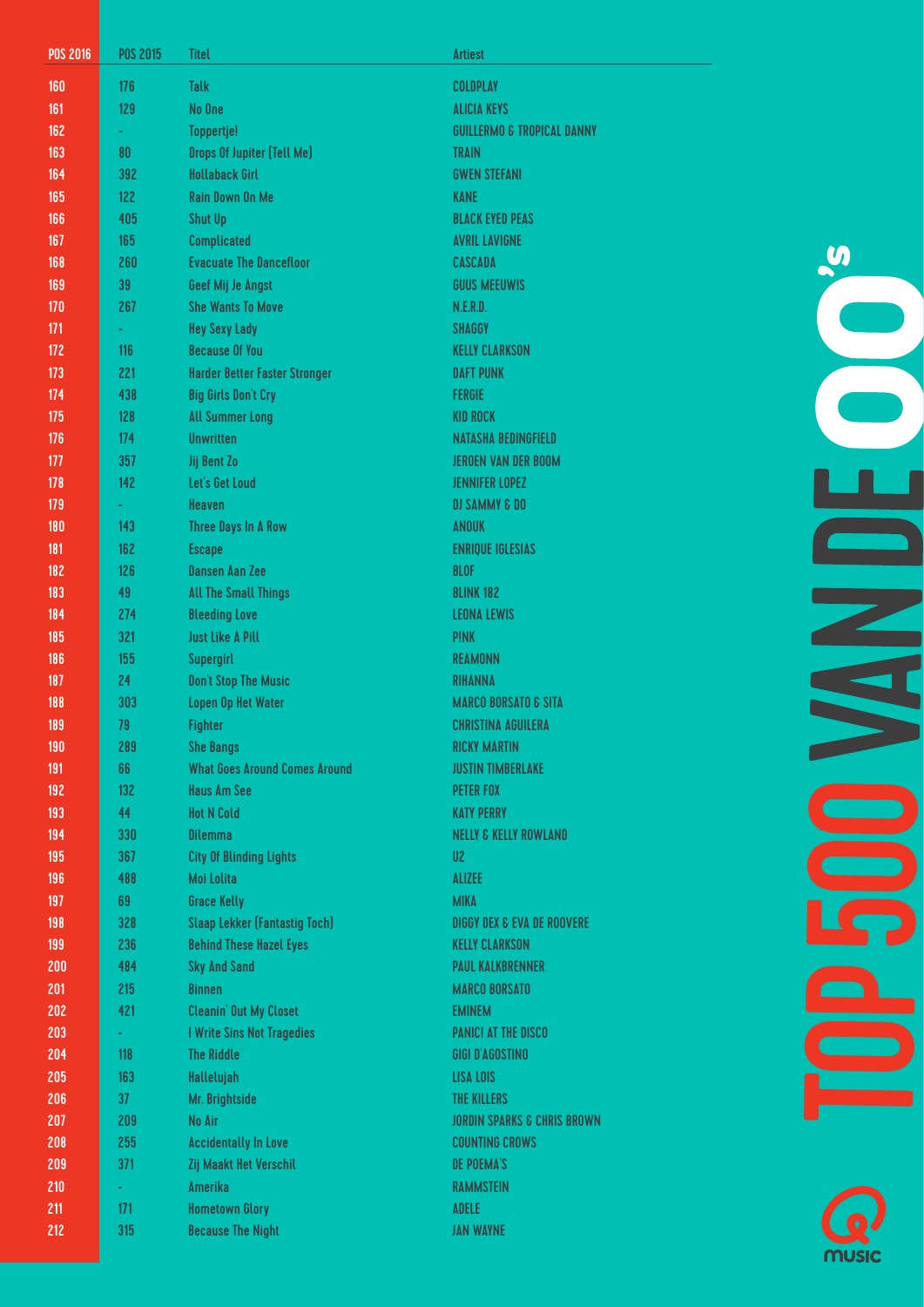| POS 2016 | POS 2015 | Titel | Artiest |
|---|---|---|---|
| 160 | 176 | Talk | COLDPLAY |
| 161 | 129 | No One | ALICIA KEYS |
| 162 | - | Toppertje! | GUILLERMO & TROPICAL DANNY |
| 163 | 80 | Drops Of Jupiter (Tell Me) | TRAIN |
| 164 | 392 | Hollaback Girl | GWEN STEFANI |
| 165 | 122 | Rain Down On Me | KANE |
| 166 | 405 | Shut Up | BLACK EYED PEAS |
| 167 | 165 | Complicated | AVRIL LAVIGNE |
| 168 | 260 | Evacuate The Dancefloor | CASCADA |
| 169 | 39 | Geef Mij Je Angst | GUUS MEEUWIS |
| 170 | 267 | She Wants To Move | N.E.R.D. |
| 171 | - | Hey Sexy Lady | SHAGGY |
| 172 | 116 | Because Of You | KELLY CLARKSON |
| 173 | 221 | Harder Better Faster Stronger | DAFT PUNK |
| 174 | 438 | Big Girls Don't Cry | FERGIE |
| 175 | 128 | All Summer Long | KID ROCK |
| 176 | 174 | Unwritten | NATASHA BEDINGFIELD |
| 177 | 357 | Jij Bent Zo | JEROEN VAN DER BOOM |
| 178 | 142 | Let's Get Loud | JENNIFER LOPEZ |
| 179 | - | Heaven | DJ SAMMY & DO |
| 180 | 143 | Three Days In A Row | ANOUK |
| 181 | 162 | Escape | ENRIQUE IGLESIAS |
| 182 | 126 | Dansen Aan Zee | BLØF |
| 183 | 49 | All The Small Things | BLINK 182 |
| 184 | 274 | Bleeding Love | LEONA LEWIS |
| 185 | 321 | Just Like A Pill | P!NK |
| 186 | 155 | Supergirl | REAMONN |
| 187 | 24 | Don't Stop The Music | RIHANNA |
| 188 | 303 | Lopen Op Het Water | MARCO BORSATO & SITA |
| 189 | 79 | Fighter | CHRISTINA AGUILERA |
| 190 | 289 | She Bangs | RICKY MARTIN |
| 191 | 66 | What Goes Around Comes Around | JUSTIN TIMBERLAKE |
| 192 | 132 | Haus Am See | PETER FOX |
| 193 | 44 | Hot N Cold | KATY PERRY |
| 194 | 330 | Dilemma | NELLY & KELLY ROWLAND |
| 195 | 367 | City Of Blinding Lights | U2 |
| 196 | 488 | Moi Lolita | ALIZEE |
| 197 | 69 | Grace Kelly | MIKA |
| 198 | 328 | Slaap Lekker (Fantastig Toch) | DIGGY DEX & EVA DE ROOVERE |
| 199 | 236 | Behind These Hazel Eyes | KELLY CLARKSON |
| 200 | 484 | Sky And Sand | PAUL KALKBRENNER |
| 201 | 215 | Binnen | MARCO BORSATO |
| 202 | 421 | Cleanin' Out My Closet | EMINEM |
| 203 | - | I Write Sins Not Tragedies | PANIC! AT THE DISCO |
| 204 | 118 | The Riddle | GIGI D'AGOSTINO |
| 205 | 163 | Hallelujah | LISA LOIS |
| 206 | 37 | Mr. Brightside | THE KILLERS |
| 207 | 209 | No Air | JORDIN SPARKS & CHRIS BROWN |
| 208 | 255 | Accidentally In Love | COUNTING CROWS |
| 209 | 371 | Zij Maakt Het Verschil | DE POEMA'S |
| 210 | - | Amerika | RAMMSTEIN |
| 211 | 171 | Hometown Glory | ADELE |
| 212 | 315 | Because The Night | JAN WAYNE |

TOP 500 VAN DE 00's

Q music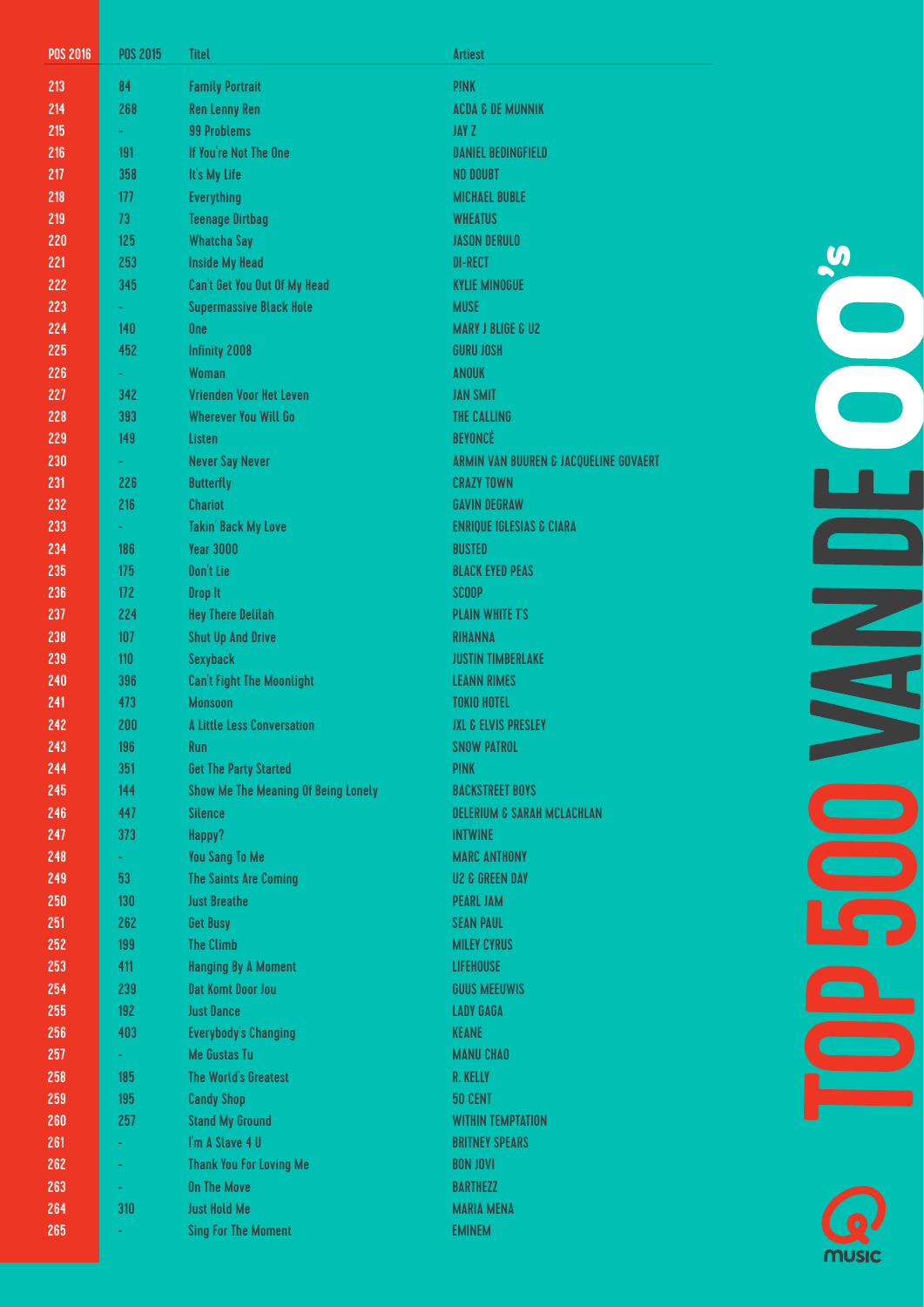| POS 2016 | POS 2015 | Titel | Artiest |
|---|---|---|---|
| 213 | 84 | Family Portrait | P!NK |
| 214 | 268 | Ren Lenny Ren | ACDA & DE MUNNIK |
| 215 | - | 99 Problems | JAY Z |
| 216 | 191 | If You're Not The One | DANIEL BEDINGFIELD |
| 217 | 358 | It's My Life | NO DOUBT |
| 218 | 177 | Everything | MICHAEL BUBLE |
| 219 | 73 | Teenage Dirtbag | WHEATUS |
| 220 | 125 | Whatcha Say | JASON DERULO |
| 221 | 253 | Inside My Head | DI-RECT |
| 222 | 345 | Can't Get You Out Of My Head | KYLIE MINOGUE |
| 223 | - | Supermassive Black Hole | MUSE |
| 224 | 140 | One | MARY J BLIGE & U2 |
| 225 | 452 | Infinity 2008 | GURU JOSH |
| 226 | - | Woman | ANOUK |
| 227 | 342 | Vrienden Voor Het Leven | JAN SMIT |
| 228 | 393 | Wherever You Will Go | THE CALLING |
| 229 | 149 | Listen | BEYONCÉ |
| 230 | - | Never Say Never | ARMIN VAN BUUREN & JACQUELINE GOVAERT |
| 231 | 226 | Butterfly | CRAZY TOWN |
| 232 | 216 | Chariot | GAVIN DEGRAW |
| 233 | - | Takin' Back My Love | ENRIQUE IGLESIAS & CIARA |
| 234 | 186 | Year 3000 | BUSTED |
| 235 | 175 | Don't Lie | BLACK EYED PEAS |
| 236 | 172 | Drop It | SCOOP |
| 237 | 224 | Hey There Delilah | PLAIN WHITE T'S |
| 238 | 107 | Shut Up And Drive | RIHANNA |
| 239 | 110 | Sexyback | JUSTIN TIMBERLAKE |
| 240 | 396 | Can't Fight The Moonlight | LEANN RIMES |
| 241 | 473 | Monsoon | TOKIO HOTEL |
| 242 | 200 | A Little Less Conversation | JXL & ELVIS PRESLEY |
| 243 | 196 | Run | SNOW PATROL |
| 244 | 351 | Get The Party Started | P!NK |
| 245 | 144 | Show Me The Meaning Of Being Lonely | BACKSTREET BOYS |
| 246 | 447 | Silence | DELERIUM & SARAH MCLACHLAN |
| 247 | 373 | Happy? | INTWINE |
| 248 | - | You Sang To Me | MARC ANTHONY |
| 249 | 53 | The Saints Are Coming | U2 & GREEN DAY |
| 250 | 130 | Just Breathe | PEARL JAM |
| 251 | 262 | Get Busy | SEAN PAUL |
| 252 | 199 | The Climb | MILEY CYRUS |
| 253 | 411 | Hanging By A Moment | LIFEHOUSE |
| 254 | 239 | Dat Komt Door Jou | GUUS MEEUWIS |
| 255 | 192 | Just Dance | LADY GAGA |
| 256 | 403 | Everybody's Changing | KEANE |
| 257 | - | Me Gustas Tu | MANU CHAO |
| 258 | 185 | The World's Greatest | R. KELLY |
| 259 | 195 | Candy Shop | 50 CENT |
| 260 | 257 | Stand My Ground | WITHIN TEMPTATION |
| 261 | - | I'm A Slave 4 U | BRITNEY SPEARS |
| 262 | - | Thank You For Loving Me | BON JOVI |
| 263 | - | On The Move | BARTHEZZ |
| 264 | 310 | Just Hold Me | MARIA MENA |
| 265 | - | Sing For The Moment | EMINEM |

TOP 500 VAN DE 00's

Q music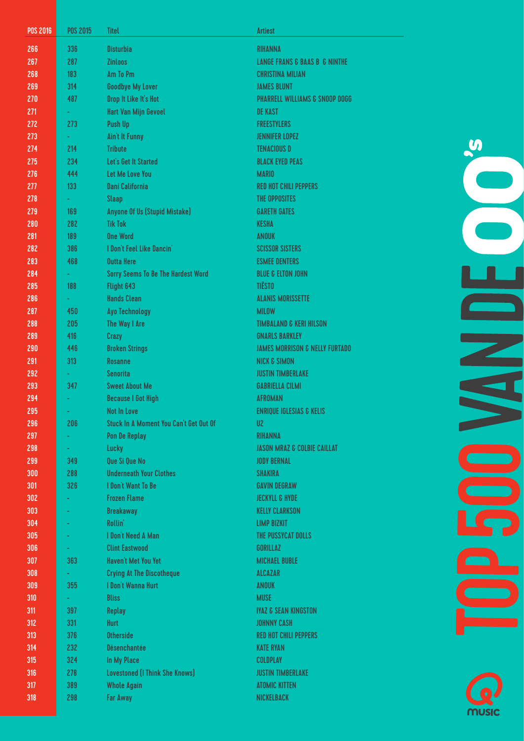# TOP 500 VAN DE 00's

| POS 2016 | POS 2015 | Titel | Artiest |
|---|---|---|---|
| 266 | 336 | Disturbia | RIHANNA |
| 267 | 287 | Zinloos | LANGE FRANS & BAAS B & NINTHE |
| 268 | 183 | Am To Pm | CHRISTINA MILIAN |
| 269 | 314 | Goodbye My Lover | JAMES BLUNT |
| 270 | 487 | Drop It Like It's Hot | PHARRELL WILLIAMS & SNOOP DOGG |
| 271 | - | Hart Van Mijn Gevoel | DE KAST |
| 272 | 273 | Push Up | FREESTYLERS |
| 273 | - | Ain't It Funny | JENNIFER LOPEZ |
| 274 | 214 | Tribute | TENACIOUS D |
| 275 | 234 | Let's Get It Started | BLACK EYED PEAS |
| 276 | 444 | Let Me Love You | MARIO |
| 277 | 133 | Dani California | RED HOT CHILI PEPPERS |
| 278 | - | Slaap | THE OPPOSITES |
| 279 | 169 | Anyone Of Us (Stupid Mistake) | GARETH GATES |
| 280 | 282 | Tik Tok | KESHA |
| 281 | 189 | One Word | ANOUK |
| 282 | 386 | I Don't Feel Like Dancin' | SCISSOR SISTERS |
| 283 | 468 | Outta Here | ESMEE DENTERS |
| 284 | - | Sorry Seems To Be The Hardest Word | BLUE & ELTON JOHN |
| 285 | 188 | Flight 643 | TIËSTO |
| 286 | - | Hands Clean | ALANIS MORISSETTE |
| 287 | 450 | Ayo Technology | MILOW |
| 288 | 205 | The Way I Are | TIMBALAND & KERI HILSON |
| 289 | 416 | Crazy | GNARLS BARKLEY |
| 290 | 446 | Broken Strings | JAMES MORRISON & NELLY FURTADO |
| 291 | 313 | Rosanne | NICK & SIMON |
| 292 | - | Senorita | JUSTIN TIMBERLAKE |
| 293 | 347 | Sweet About Me | GABRIELLA CILMI |
| 294 | - | Because I Got High | AFROMAN |
| 295 | - | Not In Love | ENRIQUE IGLESIAS & KELIS |
| 296 | 206 | Stuck In A Moment You Can't Get Out Of | U2 |
| 297 | - | Pon De Replay | RIHANNA |
| 298 | - | Lucky | JASON MRAZ & COLBIE CAILLAT |
| 299 | 349 | Que Si Que No | JODY BERNAL |
| 300 | 288 | Underneath Your Clothes | SHAKIRA |
| 301 | 326 | I Don't Want To Be | GAVIN DEGRAW |
| 302 | - | Frozen Flame | JECKYLL & HYDE |
| 303 | - | Breakaway | KELLY CLARKSON |
| 304 | - | Rollin' | LIMP BIZKIT |
| 305 | - | I Don't Need A Man | THE PUSSYCAT DOLLS |
| 306 | - | Clint Eastwood | GORILLAZ |
| 307 | 363 | Haven't Met You Yet | MICHAEL BUBLE |
| 308 | - | Crying At The Discotheque | ALCAZAR |
| 309 | 355 | I Don't Wanna Hurt | ANOUK |
| 310 | - | Bliss | MUSE |
| 311 | 397 | Replay | IYAZ & SEAN KINGSTON |
| 312 | 331 | Hurt | JOHNNY CASH |
| 313 | 376 | Otherside | RED HOT CHILI PEPPERS |
| 314 | 232 | Désenchantée | KATE RYAN |
| 315 | 324 | In My Place | COLDPLAY |
| 316 | 278 | Lovestoned (I Think She Knows) | JUSTIN TIMBERLAKE |
| 317 | 389 | Whole Again | ATOMIC KITTEN |
| 318 | 298 | Far Away | NICKELBACK |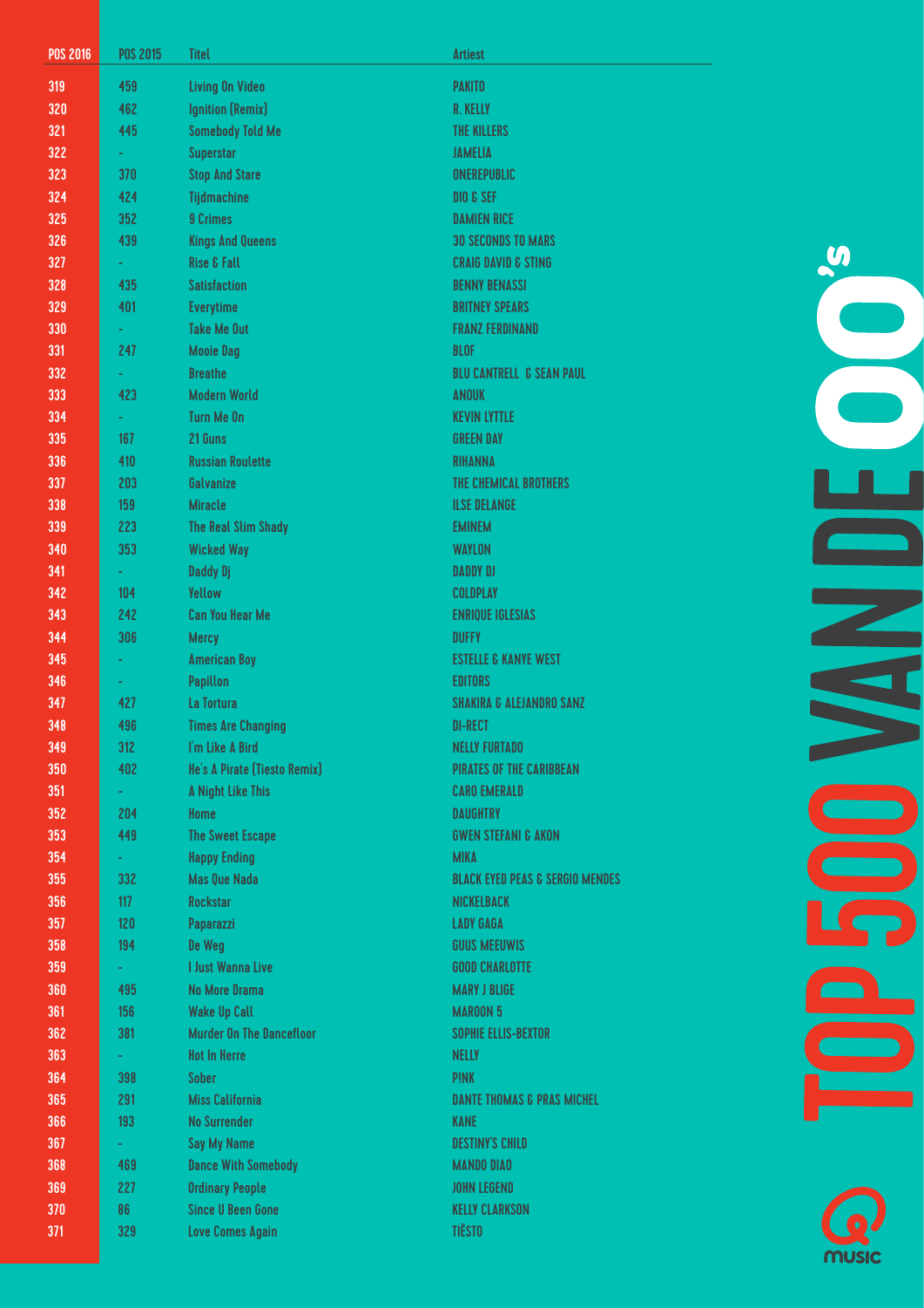| POS 2016 | POS 2015 | Titel | Artiest |
|---|---|---|---|
| 319 | 459 | Living On Video | PAKITO |
| 320 | 462 | Ignition (Remix) | R. KELLY |
| 321 | 445 | Somebody Told Me | THE KILLERS |
| 322 | - | Superstar | JAMELIA |
| 323 | 370 | Stop And Stare | ONEREPUBLIC |
| 324 | 424 | Tijdmachine | DIO & SEF |
| 325 | 352 | 9 Crimes | DAMIEN RICE |
| 326 | 439 | Kings And Queens | 30 SECONDS TO MARS |
| 327 | - | Rise & Fall | CRAIG DAVID & STING |
| 328 | 435 | Satisfaction | BENNY BENASSI |
| 329 | 401 | Everytime | BRITNEY SPEARS |
| 330 | - | Take Me Out | FRANZ FERDINAND |
| 331 | 247 | Mooie Dag | BLOF |
| 332 | - | Breathe | BLU CANTRELL & SEAN PAUL |
| 333 | 423 | Modern World | ANOUK |
| 334 | - | Turn Me On | KEVIN LYTTLE |
| 335 | 167 | 21 Guns | GREEN DAY |
| 336 | 410 | Russian Roulette | RIHANNA |
| 337 | 203 | Galvanize | THE CHEMICAL BROTHERS |
| 338 | 159 | Miracle | ILSE DELANGE |
| 339 | 223 | The Real Slim Shady | EMINEM |
| 340 | 353 | Wicked Way | WAYLON |
| 341 | - | Daddy Dj | DADDY DJ |
| 342 | 104 | Yellow | COLDPLAY |
| 343 | 242 | Can You Hear Me | ENRIQUE IGLESIAS |
| 344 | 306 | Mercy | DUFFY |
| 345 | - | American Boy | ESTELLE & KANYE WEST |
| 346 | - | Papillon | EDITORS |
| 347 | 427 | La Tortura | SHAKIRA & ALEJANDRO SANZ |
| 348 | 496 | Times Are Changing | DI-RECT |
| 349 | 312 | I'm Like A Bird | NELLY FURTADO |
| 350 | 402 | He's A Pirate (Tiesto Remix) | PIRATES OF THE CARIBBEAN |
| 351 | - | A Night Like This | CARO EMERALD |
| 352 | 204 | Home | DAUGHTRY |
| 353 | 449 | The Sweet Escape | GWEN STEFANI & AKON |
| 354 | - | Happy Ending | MIKA |
| 355 | 332 | Mas Que Nada | BLACK EYED PEAS & SERGIO MENDES |
| 356 | 117 | Rockstar | NICKELBACK |
| 357 | 120 | Paparazzi | LADY GAGA |
| 358 | 194 | De Weg | GUUS MEEUWIS |
| 359 | - | I Just Wanna Live | GOOD CHARLOTTE |
| 360 | 495 | No More Drama | MARY J BLIGE |
| 361 | 156 | Wake Up Call | MAROON 5 |
| 362 | 381 | Murder On The Dancefloor | SOPHIE ELLIS-BEXTOR |
| 363 | - | Hot In Herre | NELLY |
| 364 | 398 | Sober | P!NK |
| 365 | 291 | Miss California | DANTE THOMAS & PRAS MICHEL |
| 366 | 193 | No Surrender | KANE |
| 367 | - | Say My Name | DESTINY'S CHILD |
| 368 | 469 | Dance With Somebody | MANDO DIAO |
| 369 | 227 | Ordinary People | JOHN LEGEND |
| 370 | 86 | Since U Been Gone | KELLY CLARKSON |
| 371 | 329 | Love Comes Again | TIËSTO |

TOP 500 VAN DE 00's

Q music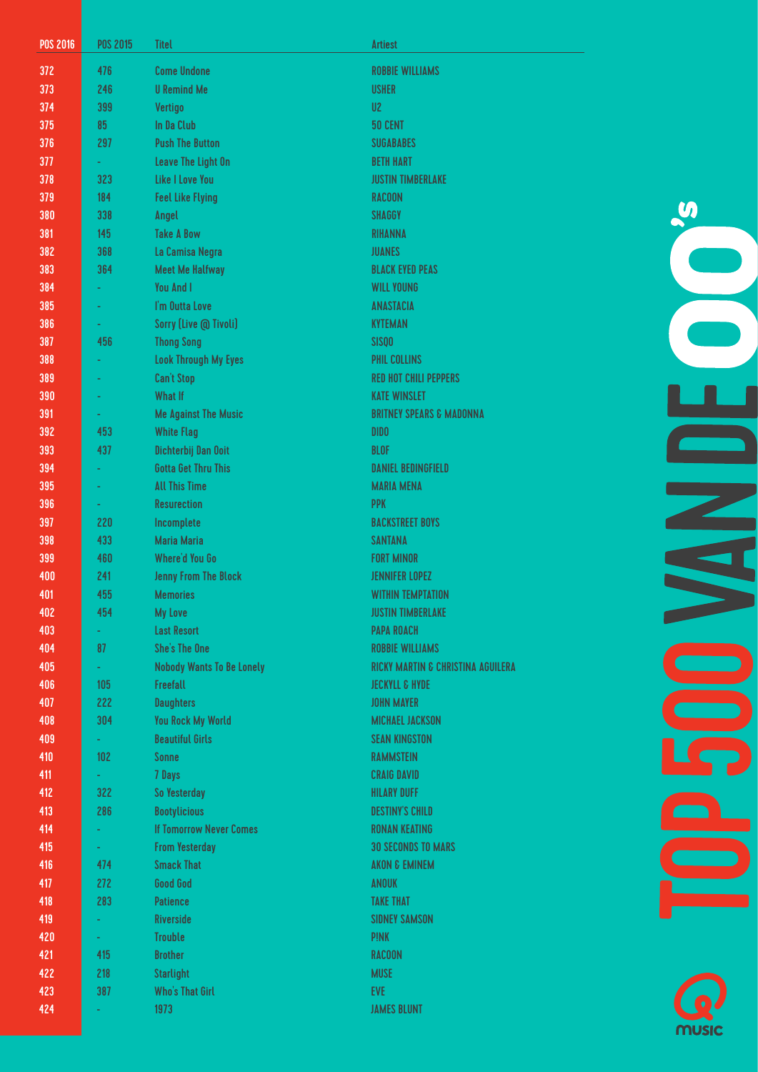| POS 2016 | POS 2015 | Titel | Artiest |
|---|---|---|---|
| 372 | 476 | Come Undone | ROBBIE WILLIAMS |
| 373 | 246 | U Remind Me | USHER |
| 374 | 399 | Vertigo | U2 |
| 375 | 85 | In Da Club | 50 CENT |
| 376 | 297 | Push The Button | SUGABABES |
| 377 | - | Leave The Light On | BETH HART |
| 378 | 323 | Like I Love You | JUSTIN TIMBERLAKE |
| 379 | 184 | Feel Like Flying | RACOON |
| 380 | 338 | Angel | SHAGGY |
| 381 | 145 | Take A Bow | RIHANNA |
| 382 | 368 | La Camisa Negra | JUANES |
| 383 | 364 | Meet Me Halfway | BLACK EYED PEAS |
| 384 | - | You And I | WILL YOUNG |
| 385 | - | I'm Outta Love | ANASTACIA |
| 386 | - | Sorry (Live @ Tivoli) | KYTEMAN |
| 387 | 456 | Thong Song | SISQO |
| 388 | - | Look Through My Eyes | PHIL COLLINS |
| 389 | - | Can't Stop | RED HOT CHILI PEPPERS |
| 390 | - | What If | KATE WINSLET |
| 391 | - | Me Against The Music | BRITNEY SPEARS & MADONNA |
| 392 | 453 | White Flag | DIDO |
| 393 | 437 | Dichterbij Dan Ooit | BLØF |
| 394 | - | Gotta Get Thru This | DANIEL BEDINGFIELD |
| 395 | - | All This Time | MARIA MENA |
| 396 | - | Resurection | PPK |
| 397 | 220 | Incomplete | BACKSTREET BOYS |
| 398 | 433 | Maria Maria | SANTANA |
| 399 | 460 | Where'd You Go | FORT MINOR |
| 400 | 241 | Jenny From The Block | JENNIFER LOPEZ |
| 401 | 455 | Memories | WITHIN TEMPTATION |
| 402 | 454 | My Love | JUSTIN TIMBERLAKE |
| 403 | - | Last Resort | PAPA ROACH |
| 404 | 87 | She's The One | ROBBIE WILLIAMS |
| 405 | - | Nobody Wants To Be Lonely | RICKY MARTIN & CHRISTINA AGUILERA |
| 406 | 105 | Freefall | JECKYLL & HYDE |
| 407 | 222 | Daughters | JOHN MAYER |
| 408 | 304 | You Rock My World | MICHAEL JACKSON |
| 409 | - | Beautiful Girls | SEAN KINGSTON |
| 410 | 102 | Sonne | RAMMSTEIN |
| 411 | - | 7 Days | CRAIG DAVID |
| 412 | 322 | So Yesterday | HILARY DUFF |
| 413 | 286 | Bootylicious | DESTINY'S CHILD |
| 414 | - | If Tomorrow Never Comes | RONAN KEATING |
| 415 | - | From Yesterday | 30 SECONDS TO MARS |
| 416 | 474 | Smack That | AKON & EMINEM |
| 417 | 272 | Good God | ANOUK |
| 418 | 283 | Patience | TAKE THAT |
| 419 | - | Riverside | SIDNEY SAMSON |
| 420 | - | Trouble | P!NK |
| 421 | 415 | Brother | RACOON |
| 422 | 218 | Starlight | MUSE |
| 423 | 387 | Who's That Girl | EVE |
| 424 | - | 1973 | JAMES BLUNT |

TOP 500 VAN DE 00's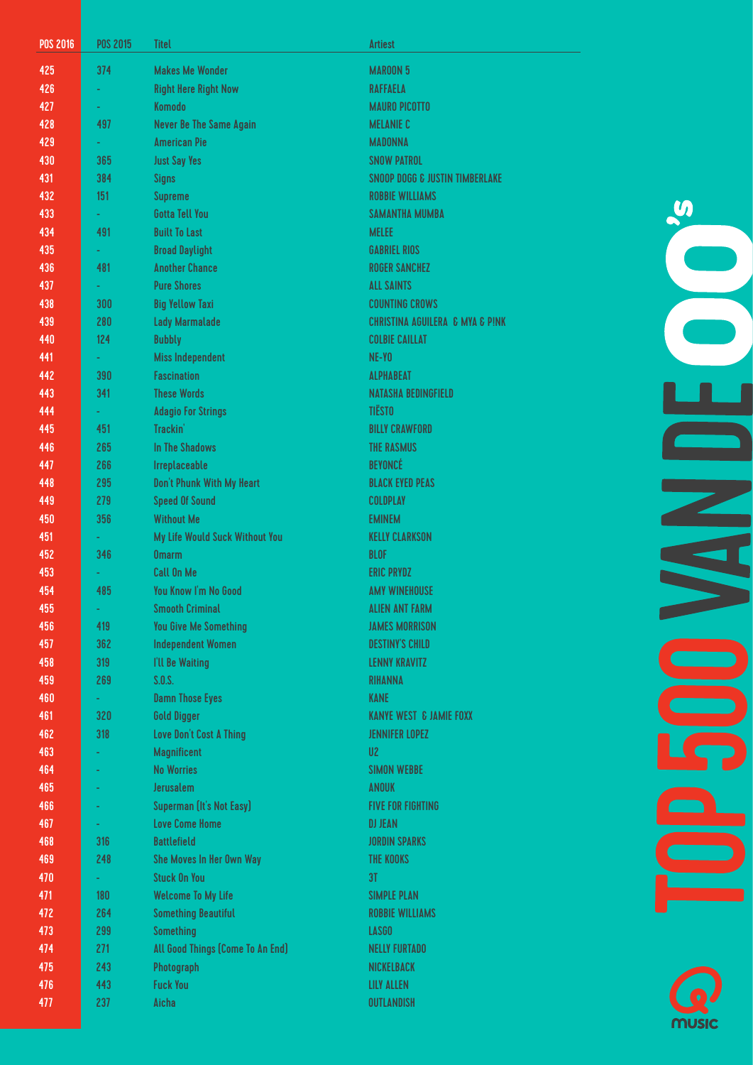| POS 2016 | POS 2015 | Titel | Artiest |
|---|---|---|---|
| 425 | 374 | Makes Me Wonder | MAROON 5 |
| 426 | - | Right Here Right Now | RAFFAELA |
| 427 | - | Komodo | MAURO PICOTTO |
| 428 | 497 | Never Be The Same Again | MELANIE C |
| 429 | - | American Pie | MADONNA |
| 430 | 365 | Just Say Yes | SNOW PATROL |
| 431 | 384 | Signs | SNOOP DOGG & JUSTIN TIMBERLAKE |
| 432 | 151 | Supreme | ROBBIE WILLIAMS |
| 433 | - | Gotta Tell You | SAMANTHA MUMBA |
| 434 | 491 | Built To Last | MELEE |
| 435 | - | Broad Daylight | GABRIEL RIOS |
| 436 | 481 | Another Chance | ROGER SANCHEZ |
| 437 | - | Pure Shores | ALL SAINTS |
| 438 | 300 | Big Yellow Taxi | COUNTING CROWS |
| 439 | 280 | Lady Marmalade | CHRISTINA AGUILERA & MYA & P!NK |
| 440 | 124 | Bubbly | COLBIE CAILLAT |
| 441 | - | Miss Independent | NE-YO |
| 442 | 390 | Fascination | ALPHABEAT |
| 443 | 341 | These Words | NATASHA BEDINGFIELD |
| 444 | - | Adagio For Strings | TIËSTO |
| 445 | 451 | Trackin' | BILLY CRAWFORD |
| 446 | 265 | In The Shadows | THE RASMUS |
| 447 | 266 | Irreplaceable | BEYONCÉ |
| 448 | 295 | Don't Phunk With My Heart | BLACK EYED PEAS |
| 449 | 279 | Speed Of Sound | COLDPLAY |
| 450 | 356 | Without Me | EMINEM |
| 451 | - | My Life Would Suck Without You | KELLY CLARKSON |
| 452 | 346 | Omarm | BLOF |
| 453 | - | Call On Me | ERIC PRYDZ |
| 454 | 485 | You Know I'm No Good | AMY WINEHOUSE |
| 455 | - | Smooth Criminal | ALIEN ANT FARM |
| 456 | 419 | You Give Me Something | JAMES MORRISON |
| 457 | 362 | Independent Women | DESTINY'S CHILD |
| 458 | 319 | I'll Be Waiting | LENNY KRAVITZ |
| 459 | 269 | S.O.S. | RIHANNA |
| 460 | - | Damn Those Eyes | KANE |
| 461 | 320 | Gold Digger | KANYE WEST & JAMIE FOXX |
| 462 | 318 | Love Don't Cost A Thing | JENNIFER LOPEZ |
| 463 | - | Magnificent | U2 |
| 464 | - | No Worries | SIMON WEBBE |
| 465 | - | Jerusalem | ANOUK |
| 466 | - | Superman (It's Not Easy) | FIVE FOR FIGHTING |
| 467 | - | Love Come Home | DJ JEAN |
| 468 | 316 | Battlefield | JORDIN SPARKS |
| 469 | 248 | She Moves In Her Own Way | THE KOOKS |
| 470 | - | Stuck On You | 3T |
| 471 | 180 | Welcome To My Life | SIMPLE PLAN |
| 472 | 264 | Something Beautiful | ROBBIE WILLIAMS |
| 473 | 299 | Something | LASGO |
| 474 | 271 | All Good Things (Come To An End) | NELLY FURTADO |
| 475 | 243 | Photograph | NICKELBACK |
| 476 | 443 | Fuck You | LILY ALLEN |
| 477 | 237 | Aicha | OUTLANDISH |

TOP 500 VAN DE 00's

music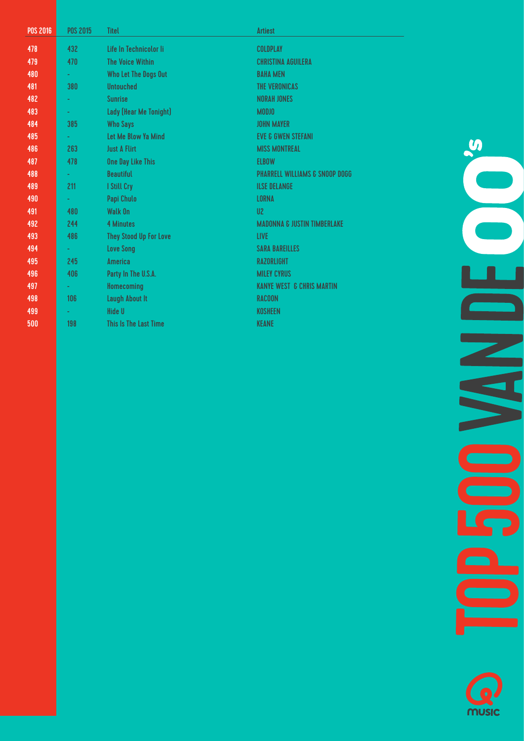| POS 2016 | POS 2015 | Titel | Artiest |
|---|---|---|---|
| 478 | 432 | Life In Technicolor Ii | COLDPLAY |
| 479 | 470 | The Voice Within | CHRISTINA AGUILERA |
| 480 | - | Who Let The Dogs Out | BAHA MEN |
| 481 | 380 | Untouched | THE VERONICAS |
| 482 | - | Sunrise | NORAH JONES |
| 483 | - | Lady (Hear Me Tonight) | MODJO |
| 484 | 385 | Who Says | JOHN MAYER |
| 485 | - | Let Me Blow Ya Mind | EVE & GWEN STEFANI |
| 486 | 263 | Just A Flirt | MISS MONTREAL |
| 487 | 478 | One Day Like This | ELBOW |
| 488 | - | Beautiful | PHARRELL WILLIAMS & SNOOP DOGG |
| 489 | 211 | I Still Cry | ILSE DELANGE |
| 490 | - | Papi Chulo | LORNA |
| 491 | 480 | Walk On | U2 |
| 492 | 244 | 4 Minutes | MADONNA & JUSTIN TIMBERLAKE |
| 493 | 486 | They Stood Up For Love | LIVE |
| 494 | - | Love Song | SARA BAREILLES |
| 495 | 245 | America | RAZORLIGHT |
| 496 | 406 | Party In The U.S.A. | MILEY CYRUS |
| 497 | - | Homecoming | KANYE WEST & CHRIS MARTIN |
| 498 | 106 | Laugh About It | RACOON |
| 499 | - | Hide U | KOSHEEN |
| 500 | 198 | This Is The Last Time | KEANE |

TOP 500 VAN DE 00's

Q music